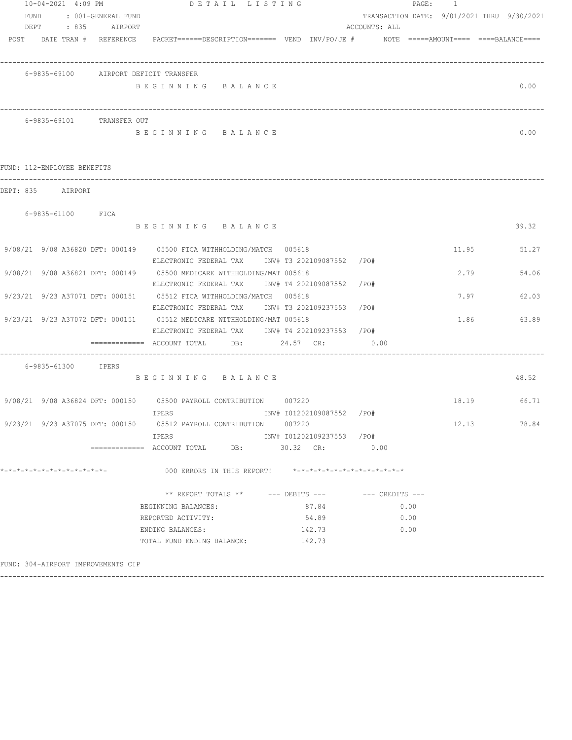DETAIL LISTING

FUND : 001-GENERAL FUND
DEPT : 835 AIRPORT

TRANSACTION DATE: 9/01/2021 THRU 9/30/2021
ACCOUNTS: ALL

| POST | DATE | TRAN # | REFERENCE | PACKET======DESCRIPTION======= | VEND | INV/PO/JE # | NOTE | =====AMOUNT==== | ====BALANCE==== |
|---|---|---|---|---|---|---|---|---|---|

**6-9835-69100 AIRPORT DEFICIT TRANSFER**

| | | |
|---|---|---|
| BEGINNING BALANCE | | 0.00 |

**6-9835-69101 TRANSFER OUT**

| | | |
|---|---|---|
| BEGINNING BALANCE | | 0.00 |

## FUND: 112-EMPLOYEE BENEFITS

### DEPT: 835 AIRPORT

**6-9835-61100 FICA**

| POST | DATE | TRAN # | REFERENCE | DESCRIPTION | VEND | INV/PO/JE # | AMOUNT | BALANCE |
|---|---|---|---|---|---|---|---|---|
| | | | | BEGINNING BALANCE | | | | 39.32 |
| 9/08/21 | 9/08 | A36820 | DFT: 000149 | 05500 FICA WITHHOLDING/MATCH<br>ELECTRONIC FEDERAL TAX | 005618 | INV# T3 202109087552 /PO# | 11.95 | 51.27 |
| 9/08/21 | 9/08 | A36821 | DFT: 000149 | 05500 MEDICARE WITHHOLDING/MAT<br>ELECTRONIC FEDERAL TAX | 005618 | INV# T4 202109087552 /PO# | 2.79 | 54.06 |
| 9/23/21 | 9/23 | A37071 | DFT: 000151 | 05512 FICA WITHHOLDING/MATCH<br>ELECTRONIC FEDERAL TAX | 005618 | INV# T3 202109237553 /PO# | 7.97 | 62.03 |
| 9/23/21 | 9/23 | A37072 | DFT: 000151 | 05512 MEDICARE WITHHOLDING/MAT<br>ELECTRONIC FEDERAL TAX | 005618 | INV# T4 202109237553 /PO# | 1.86 | 63.89 |

============= ACCOUNT TOTAL DB: 24.57 CR: 0.00

**6-9835-61300 IPERS**

| POST | DATE | TRAN # | REFERENCE | DESCRIPTION | VEND | INV/PO/JE # | AMOUNT | BALANCE |
|---|---|---|---|---|---|---|---|---|
| | | | | BEGINNING BALANCE | | | | 48.52 |
| 9/08/21 | 9/08 | A36824 | DFT: 000150 | 05500 PAYROLL CONTRIBUTION<br>IPERS | 007220 | INV# I01202109087552 /PO# | 18.19 | 66.71 |
| 9/23/21 | 9/23 | A37075 | DFT: 000150 | 05512 PAYROLL CONTRIBUTION<br>IPERS | 007220 | INV# I01202109237553 /PO# | 12.13 | 78.84 |

============= ACCOUNT TOTAL DB: 30.32 CR: 0.00

*-*-*-*-*-*-*-*-*-*-*-*-*- 000 ERRORS IN THIS REPORT! *-*-*-*-*-*-*-*-*-*-*-*-*-*-*

| ** REPORT TOTALS ** | --- DEBITS --- | --- CREDITS --- |
|---|---|---|
| BEGINNING BALANCES: | 87.84 | 0.00 |
| REPORTED ACTIVITY: | 54.89 | 0.00 |
| ENDING BALANCES: | 142.73 | 0.00 |
| TOTAL FUND ENDING BALANCE: | 142.73 | |

## FUND: 304-AIRPORT IMPROVEMENTS CIP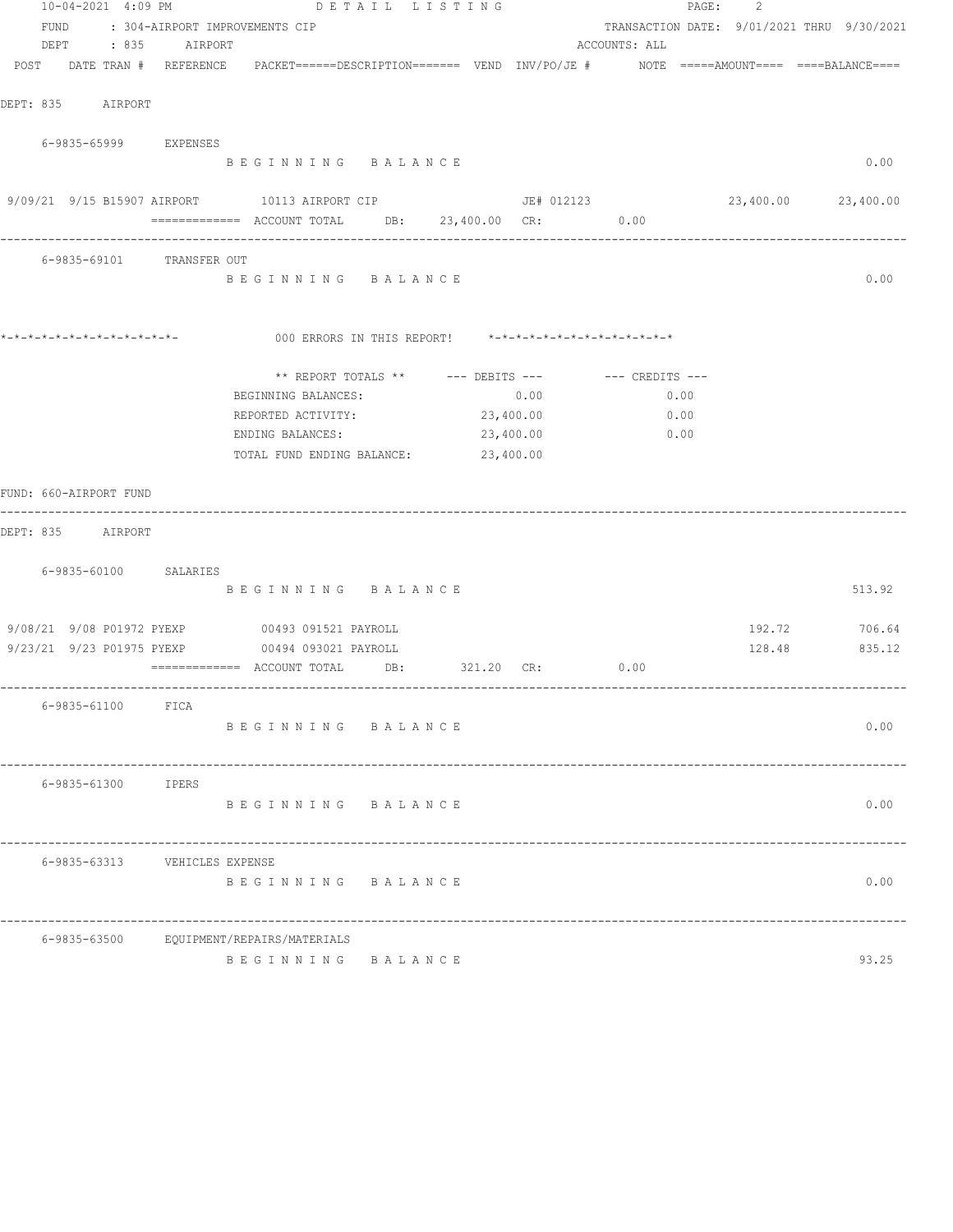FUND : 304-AIRPORT IMPROVEMENTS CIP
DEPT : 835 AIRPORT

DETAIL LISTING — TRANSACTION DATE: 9/01/2021 THRU 9/30/2021 — ACCOUNTS: ALL

| POST | DATE | TRAN # | REFERENCE | PACKET | DESCRIPTION | VEND | INV/PO/JE # | NOTE | AMOUNT | BALANCE |
|---|---|---|---|---|---|---|---|---|---|---|

DEPT: 835 AIRPORT

**6-9835-65999 EXPENSES**

| POST | DATE | TRAN # | REFERENCE | PACKET / DESCRIPTION | INV/PO/JE # | AMOUNT | BALANCE |
|---|---|---|---|---|---|---|---|
| | | | | BEGINNING BALANCE | | | 0.00 |
| 9/09/21 | 9/15 | B15907 | AIRPORT | 10113 AIRPORT CIP | JE# 012123 | 23,400.00 | 23,400.00 |
| | | | | ACCOUNT TOTAL DB: 23,400.00 CR: 0.00 | | | |

**6-9835-69101 TRANSFER OUT**

| | BALANCE |
|---|---|
| BEGINNING BALANCE | 0.00 |

*-*-*-*-*-*-*-*-*-*-*-*-*- 000 ERRORS IN THIS REPORT! *-*-*-*-*-*-*-*-*-*-*-*-*-*

| ** REPORT TOTALS ** | --- DEBITS --- | --- CREDITS --- |
|---|---|---|
| BEGINNING BALANCES: | 0.00 | 0.00 |
| REPORTED ACTIVITY: | 23,400.00 | 0.00 |
| ENDING BALANCES: | 23,400.00 | 0.00 |
| TOTAL FUND ENDING BALANCE: | 23,400.00 | |

FUND: 660-AIRPORT FUND

DEPT: 835 AIRPORT

**6-9835-60100 SALARIES**

| POST | DATE | TRAN # | REFERENCE | PACKET / DESCRIPTION | AMOUNT | BALANCE |
|---|---|---|---|---|---|---|
| | | | | BEGINNING BALANCE | | 513.92 |
| 9/08/21 | 9/08 | P01972 | PYEXP | 00493 091521 PAYROLL | 192.72 | 706.64 |
| 9/23/21 | 9/23 | P01975 | PYEXP | 00494 093021 PAYROLL | 128.48 | 835.12 |
| | | | | ACCOUNT TOTAL DB: 321.20 CR: 0.00 | | |

**6-9835-61100 FICA**

| | BALANCE |
|---|---|
| BEGINNING BALANCE | 0.00 |

**6-9835-61300 IPERS**

| | BALANCE |
|---|---|
| BEGINNING BALANCE | 0.00 |

**6-9835-63313 VEHICLES EXPENSE**

| | BALANCE |
|---|---|
| BEGINNING BALANCE | 0.00 |

**6-9835-63500 EQUIPMENT/REPAIRS/MATERIALS**

| | BALANCE |
|---|---|
| BEGINNING BALANCE | 93.25 |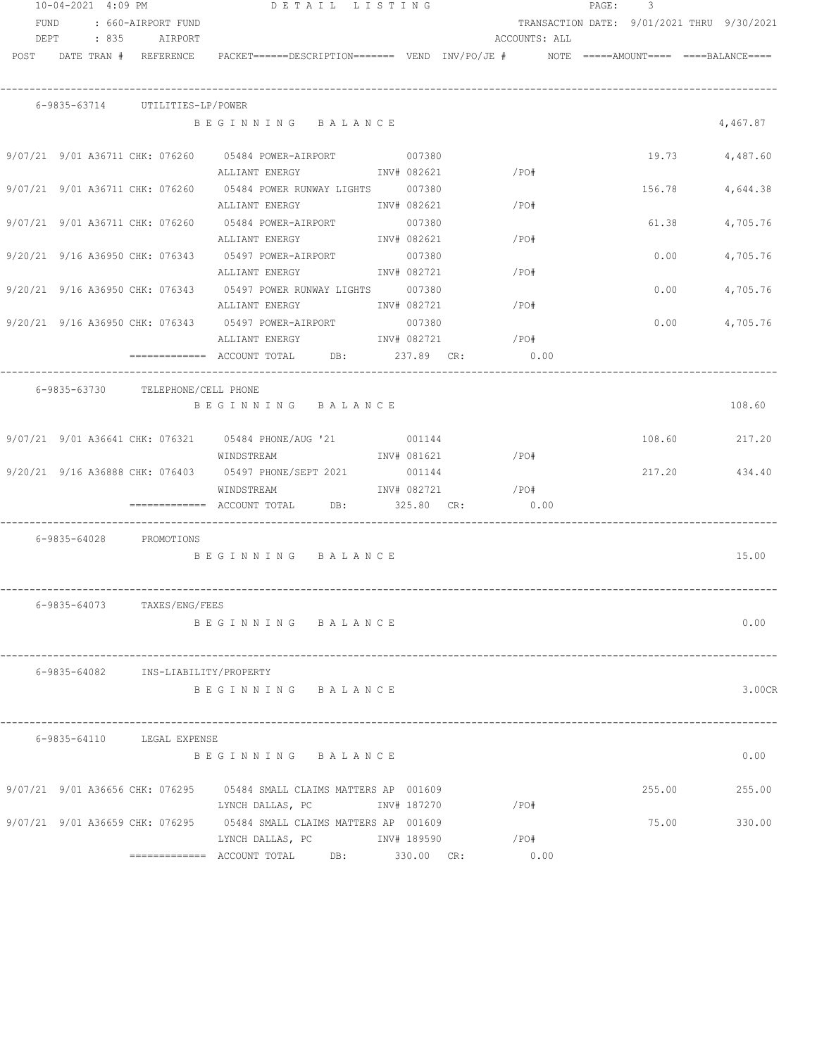10-04-2021 4:09 PM DETAIL LISTING

FUND : 660-AIRPORT FUND TRANSACTION DATE: 9/01/2021 THRU 9/30/2021

DEPT : 835 AIRPORT ACCOUNTS: ALL

| POST | DATE | TRAN # | REFERENCE | PACKET======DESCRIPTION======= | VEND | INV/PO/JE # | NOTE | =====AMOUNT==== | ====BALANCE==== |
|---|---|---|---|---|---|---|---|---|---|
| **6-9835-63714 UTILITIES-LP/POWER** | | | | | | | | | |
| | | | | BEGINNING BALANCE | | | | | 4,467.87 |
| 9/07/21 | 9/01 | A36711 | CHK: 076260 | 05484 POWER-AIRPORT | 007380 | | | 19.73 | 4,487.60 |
| | | | | ALLIANT ENERGY | | INV# 082621 | /PO# | | |
| 9/07/21 | 9/01 | A36711 | CHK: 076260 | 05484 POWER RUNWAY LIGHTS | 007380 | | | 156.78 | 4,644.38 |
| | | | | ALLIANT ENERGY | | INV# 082621 | /PO# | | |
| 9/07/21 | 9/01 | A36711 | CHK: 076260 | 05484 POWER-AIRPORT | 007380 | | | 61.38 | 4,705.76 |
| | | | | ALLIANT ENERGY | | INV# 082621 | /PO# | | |
| 9/20/21 | 9/16 | A36950 | CHK: 076343 | 05497 POWER-AIRPORT | 007380 | | | 0.00 | 4,705.76 |
| | | | | ALLIANT ENERGY | | INV# 082721 | /PO# | | |
| 9/20/21 | 9/16 | A36950 | CHK: 076343 | 05497 POWER RUNWAY LIGHTS | 007380 | | | 0.00 | 4,705.76 |
| | | | | ALLIANT ENERGY | | INV# 082721 | /PO# | | |
| 9/20/21 | 9/16 | A36950 | CHK: 076343 | 05497 POWER-AIRPORT | 007380 | | | 0.00 | 4,705.76 |
| | | | | ALLIANT ENERGY | | INV# 082721 | /PO# | | |
| | | | | ============= ACCOUNT TOTAL DB: 237.89 CR: 0.00 | | | | | |
| **6-9835-63730 TELEPHONE/CELL PHONE** | | | | | | | | | |
| | | | | BEGINNING BALANCE | | | | | 108.60 |
| 9/07/21 | 9/01 | A36641 | CHK: 076321 | 05484 PHONE/AUG '21 | 001144 | | | 108.60 | 217.20 |
| | | | | WINDSTREAM | | INV# 081621 | /PO# | | |
| 9/20/21 | 9/16 | A36888 | CHK: 076403 | 05497 PHONE/SEPT 2021 | 001144 | | | 217.20 | 434.40 |
| | | | | WINDSTREAM | | INV# 082721 | /PO# | | |
| | | | | ============= ACCOUNT TOTAL DB: 325.80 CR: 0.00 | | | | | |
| **6-9835-64028 PROMOTIONS** | | | | | | | | | |
| | | | | BEGINNING BALANCE | | | | | 15.00 |
| **6-9835-64073 TAXES/ENG/FEES** | | | | | | | | | |
| | | | | BEGINNING BALANCE | | | | | 0.00 |
| **6-9835-64082 INS-LIABILITY/PROPERTY** | | | | | | | | | |
| | | | | BEGINNING BALANCE | | | | | 3.00CR |
| **6-9835-64110 LEGAL EXPENSE** | | | | | | | | | |
| | | | | BEGINNING BALANCE | | | | | 0.00 |
| 9/07/21 | 9/01 | A36656 | CHK: 076295 | 05484 SMALL CLAIMS MATTERS AP | 001609 | | | 255.00 | 255.00 |
| | | | | LYNCH DALLAS, PC | | INV# 187270 | /PO# | | |
| 9/07/21 | 9/01 | A36659 | CHK: 076295 | 05484 SMALL CLAIMS MATTERS AP | 001609 | | | 75.00 | 330.00 |
| | | | | LYNCH DALLAS, PC | | INV# 189590 | /PO# | | |
| | | | | ============= ACCOUNT TOTAL DB: 330.00 CR: 0.00 | | | | | |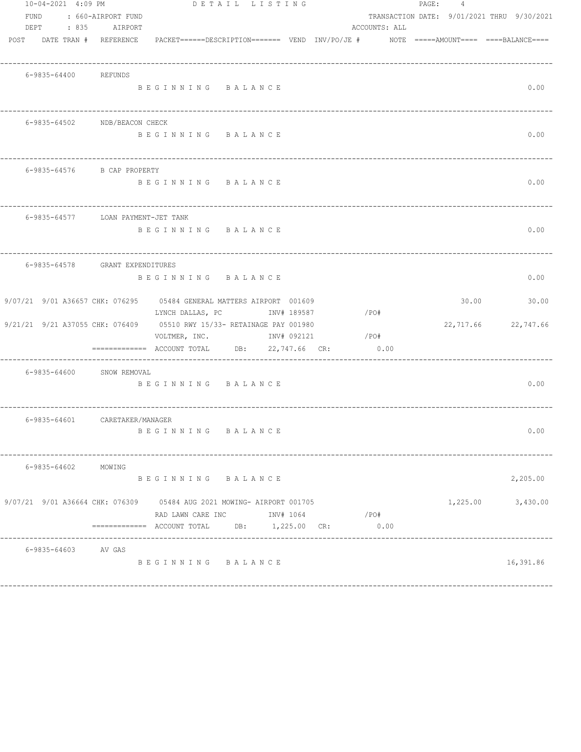FUND : 660-AIRPORT FUND
DEPT : 835 AIRPORT

DETAIL LISTING

TRANSACTION DATE: 9/01/2021 THRU 9/30/2021
ACCOUNTS: ALL

| POST | DATE | TRAN # | REFERENCE | PACKET======DESCRIPTION======= | VEND | INV/PO/JE # | NOTE | =====AMOUNT==== | ====BALANCE==== |
|---|---|---|---|---|---|---|---|---|---|
| **6-9835-64400 REFUNDS** | | | | | | | | | |
| | | | | BEGINNING BALANCE | | | | | 0.00 |
| **6-9835-64502 NDB/BEACON CHECK** | | | | | | | | | |
| | | | | BEGINNING BALANCE | | | | | 0.00 |
| **6-9835-64576 B CAP PROPERTY** | | | | | | | | | |
| | | | | BEGINNING BALANCE | | | | | 0.00 |
| **6-9835-64577 LOAN PAYMENT-JET TANK** | | | | | | | | | |
| | | | | BEGINNING BALANCE | | | | | 0.00 |
| **6-9835-64578 GRANT EXPENDITURES** | | | | | | | | | |
| | | | | BEGINNING BALANCE | | | | | 0.00 |
| 9/07/21 | 9/01 | A36657 | CHK: 076295 | 05484 GENERAL MATTERS AIRPORT 001609 LYNCH DALLAS, PC | | INV# 189587 | /PO# | 30.00 | 30.00 |
| 9/21/21 | 9/21 | A37055 | CHK: 076409 | 05510 RWY 15/33- RETAINAGE PAY 001980 VOLTMER, INC. | | INV# 092121 | /PO# | 22,717.66 | 22,747.66 |
| | | | ============= | ACCOUNT TOTAL DB: 22,747.66 CR: 0.00 | | | | | |
| **6-9835-64600 SNOW REMOVAL** | | | | | | | | | |
| | | | | BEGINNING BALANCE | | | | | 0.00 |
| **6-9835-64601 CARETAKER/MANAGER** | | | | | | | | | |
| | | | | BEGINNING BALANCE | | | | | 0.00 |
| **6-9835-64602 MOWING** | | | | | | | | | |
| | | | | BEGINNING BALANCE | | | | | 2,205.00 |
| 9/07/21 | 9/01 | A36664 | CHK: 076309 | 05484 AUG 2021 MOWING- AIRPORT 001705 RAD LAWN CARE INC | | INV# 1064 | /PO# | 1,225.00 | 3,430.00 |
| | | | ============= | ACCOUNT TOTAL DB: 1,225.00 CR: 0.00 | | | | | |
| **6-9835-64603 AV GAS** | | | | | | | | | |
| | | | | BEGINNING BALANCE | | | | | 16,391.86 |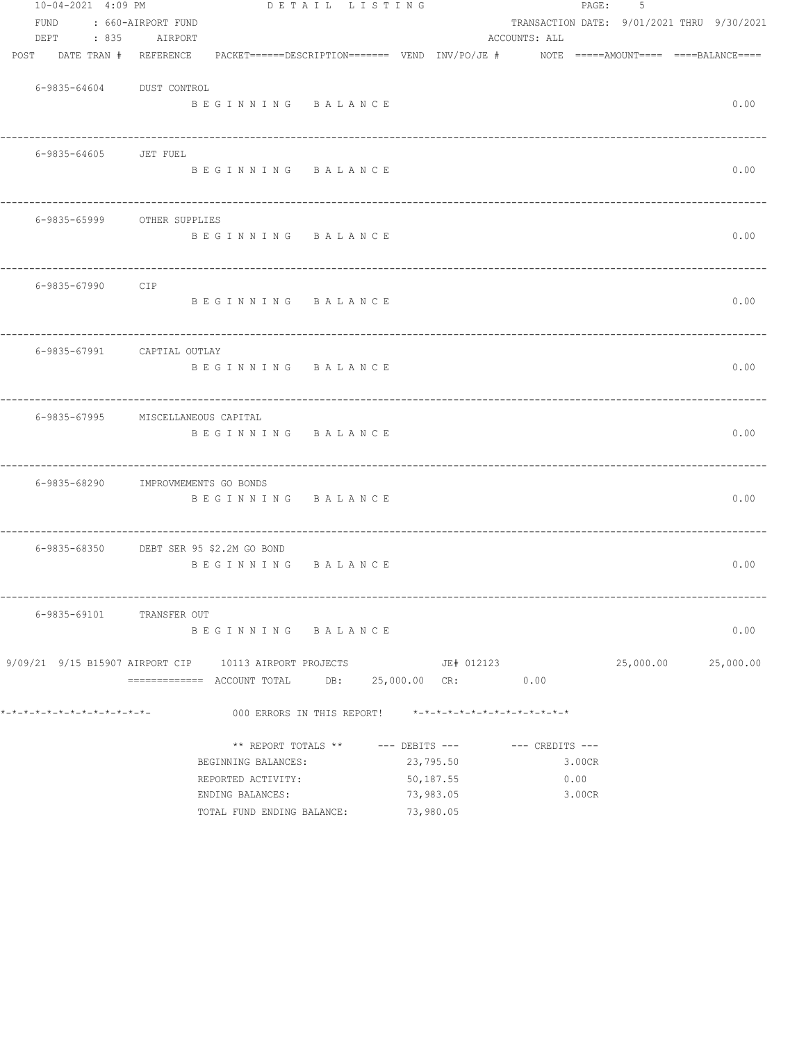10-04-2021 4:09 PM DETAIL LISTING

FUND : 660-AIRPORT FUND TRANSACTION DATE: 9/01/2021 THRU 9/30/2021

DEPT : 835 AIRPORT ACCOUNTS: ALL

| POST | DATE TRAN # | REFERENCE | PACKET======DESCRIPTION======= | VEND | INV/PO/JE # | NOTE | =====AMOUNT==== | ====BALANCE==== |
|---|---|---|---|---|---|---|---|---|

6-9835-64604 DUST CONTROL

B E G I N N I N G   B A L A N C E 0.00

---

6-9835-64605 JET FUEL

B E G I N N I N G   B A L A N C E 0.00

---

6-9835-65999 OTHER SUPPLIES

B E G I N N I N G   B A L A N C E 0.00

---

6-9835-67990 CIP

B E G I N N I N G   B A L A N C E 0.00

---

6-9835-67991 CAPTIAL OUTLAY

B E G I N N I N G   B A L A N C E 0.00

---

6-9835-67995 MISCELLANEOUS CAPITAL

B E G I N N I N G   B A L A N C E 0.00

---

6-9835-68290 IMPROVMEMENTS GO BONDS

B E G I N N I N G   B A L A N C E 0.00

---

6-9835-68350 DEBT SER 95 $2.2M GO BOND

B E G I N N I N G   B A L A N C E 0.00

---

6-9835-69101 TRANSFER OUT

B E G I N N I N G   B A L A N C E 0.00

| POST | DATE TRAN # | REFERENCE | PACKET/DESCRIPTION | VEND | INV/PO/JE # | NOTE | AMOUNT | BALANCE |
|---|---|---|---|---|---|---|---|---|
| 9/09/21 | 9/15 B15907 | AIRPORT CIP | 10113 AIRPORT PROJECTS | | JE# 012123 | | 25,000.00 | 25,000.00 |

============= ACCOUNT TOTAL DB: 25,000.00 CR: 0.00

*-*-*-*-*-*-*-*-*-*-*-*-*- 000 ERRORS IN THIS REPORT! *-*-*-*-*-*-*-*-*-*-*-*-*-*

| ** REPORT TOTALS ** | --- DEBITS --- | --- CREDITS --- |
|---|---|---|
| BEGINNING BALANCES: | 23,795.50 | 3.00CR |
| REPORTED ACTIVITY: | 50,187.55 | 0.00 |
| ENDING BALANCES: | 73,983.05 | 3.00CR |
| TOTAL FUND ENDING BALANCE: | 73,980.05 | |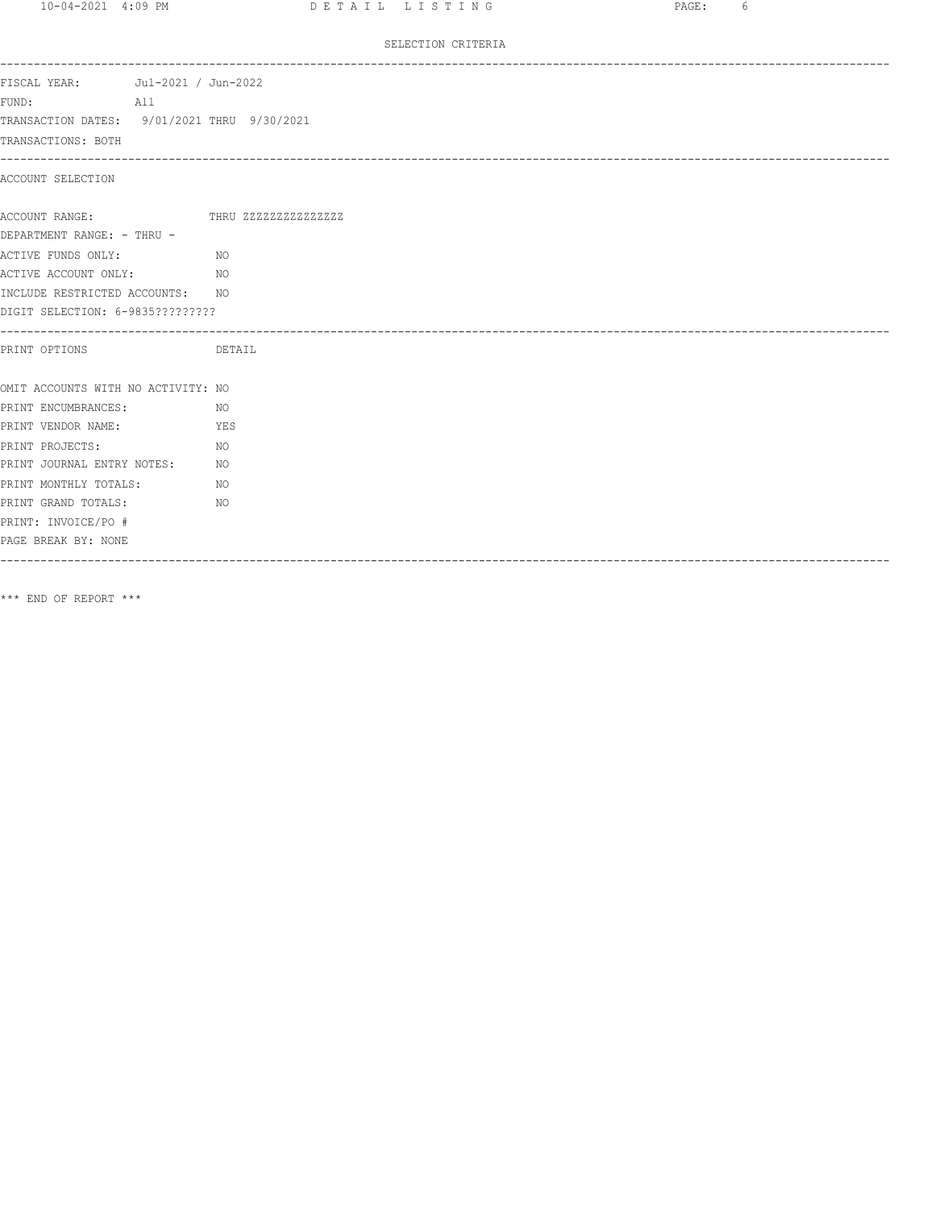SELECTION CRITERIA

---

FISCAL YEAR: Jul-2021 / Jun-2022

FUND: All

TRANSACTION DATES: 9/01/2021 THRU 9/30/2021

TRANSACTIONS: BOTH

---

ACCOUNT SELECTION

ACCOUNT RANGE: THRU ZZZZZZZZZZZZZZZ

DEPARTMENT RANGE: - THRU -

ACTIVE FUNDS ONLY: NO

ACTIVE ACCOUNT ONLY: NO

INCLUDE RESTRICTED ACCOUNTS: NO

DIGIT SELECTION: 6-9835?????????

---

PRINT OPTIONS DETAIL

OMIT ACCOUNTS WITH NO ACTIVITY: NO

PRINT ENCUMBRANCES: NO

PRINT VENDOR NAME: YES

PRINT PROJECTS: NO

PRINT JOURNAL ENTRY NOTES: NO

PRINT MONTHLY TOTALS: NO

PRINT GRAND TOTALS: NO

PRINT: INVOICE/PO #

PAGE BREAK BY: NONE

---

*** END OF REPORT ***